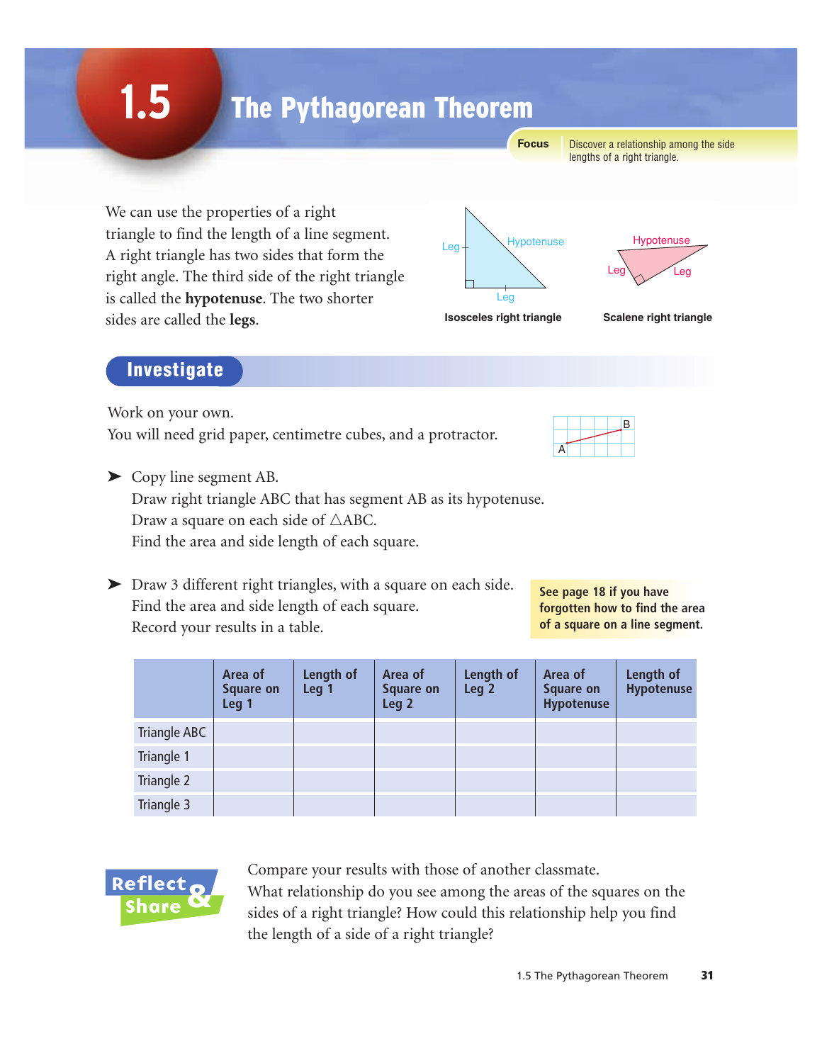# 1.5 The Pythagorean Theorem

**Focus** Discover a relationship among the side lengths of a right triangle.

We can use the properties of a right triangle to find the length of a line segment. A right triangle has two sides that form the right angle. The third side of the right triangle is called the **hypotenuse**. The two shorter sides are called the **legs**.

Leg Hypotenuse Leg

**Isosceles right triangle**

Hypotenuse Leg Leg

**Scalene right triangle**

## Investigate

Work on your own.
You will need grid paper, centimetre cubes, and a protractor.

➤ Copy line segment AB.
Draw right triangle ABC that has segment AB as its hypotenuse.
Draw a square on each side of △ABC.
Find the area and side length of each square.

➤ Draw 3 different right triangles, with a square on each side.
Find the area and side length of each square.
Record your results in a table.

**See page 18 if you have forgotten how to find the area of a square on a line segment.**

| | Area of Square on Leg 1 | Length of Leg 1 | Area of Square on Leg 2 | Length of Leg 2 | Area of Square on Hypotenuse | Length of Hypotenuse |
|---|---|---|---|---|---|---|
| Triangle ABC | | | | | | |
| Triangle 1 | | | | | | |
| Triangle 2 | | | | | | |
| Triangle 3 | | | | | | |

## Reflect & Share

Compare your results with those of another classmate.
What relationship do you see among the areas of the squares on the sides of a right triangle? How could this relationship help you find the length of a side of a right triangle?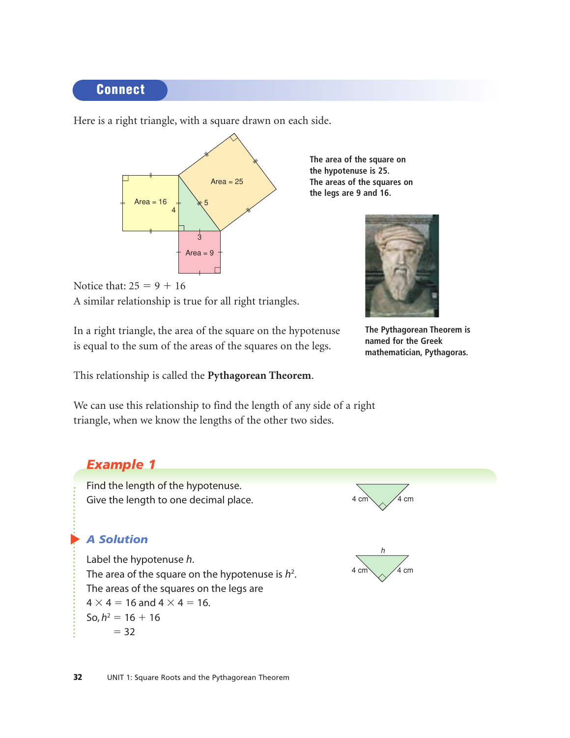## Connect

Here is a right triangle, with a square drawn on each side.

Area = 16
4
Area = 25
5
3
Area = 9

The area of the square on the hypotenuse is 25.
The areas of the squares on the legs are 9 and 16.

Notice that: $25 = 9 + 16$
A similar relationship is true for all right triangles.

In a right triangle, the area of the square on the hypotenuse is equal to the sum of the areas of the squares on the legs.

The Pythagorean Theorem is named for the Greek mathematician, Pythagoras.

This relationship is called the **Pythagorean Theorem**.

We can use this relationship to find the length of any side of a right triangle, when we know the lengths of the other two sides.

### *Example 1*

Find the length of the hypotenuse.
Give the length to one decimal place.

4 cm 4 cm

#### *A Solution*

Label the hypotenuse $h$.
The area of the square on the hypotenuse is $h^2$.
The areas of the squares on the legs are
$4 \times 4 = 16$ and $4 \times 4 = 16$.
So, $h^2 = 16 + 16$
$\quad\quad = 32$

$h$
4 cm 4 cm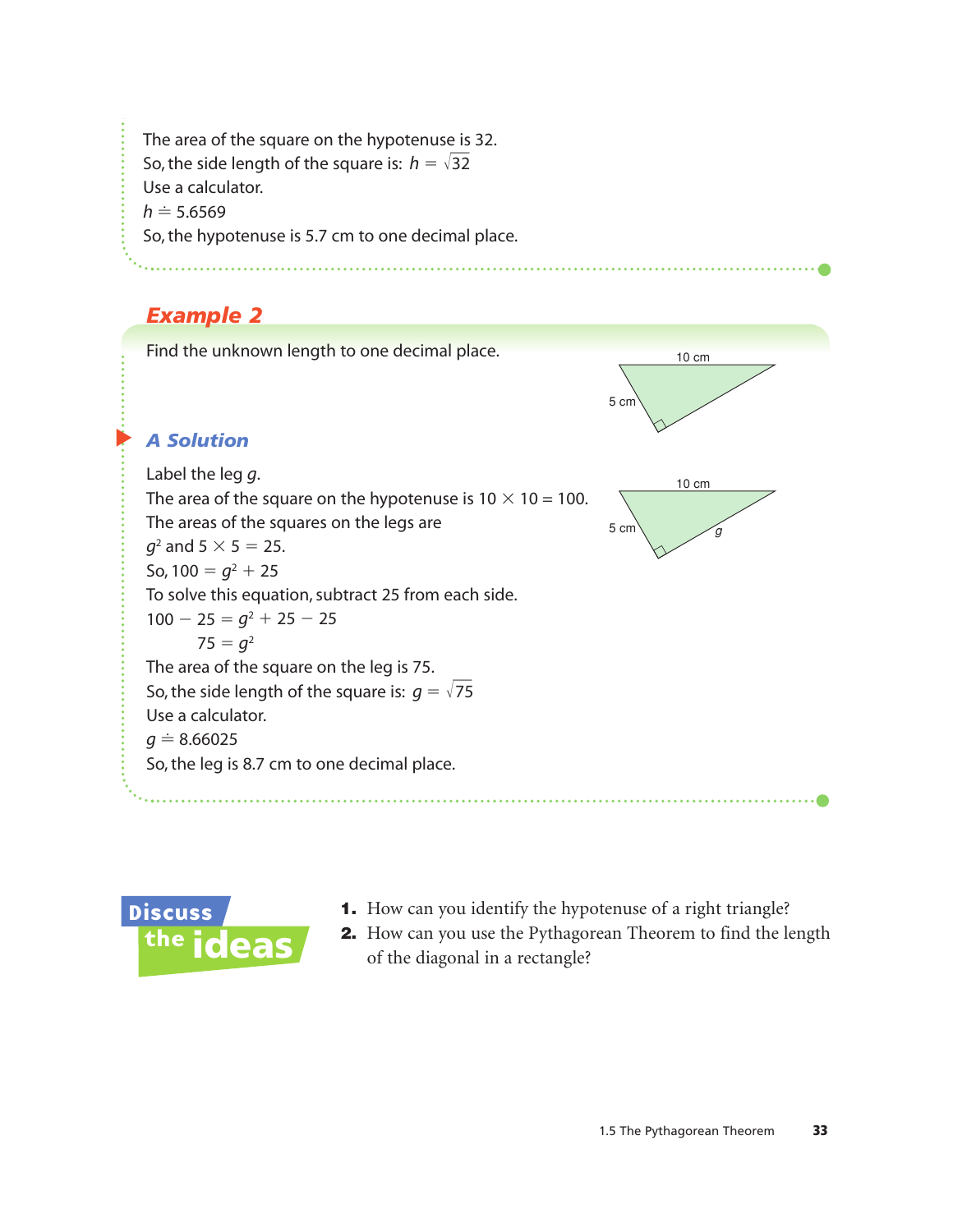The area of the square on the hypotenuse is 32.
So, the side length of the square is: $h = \sqrt{32}$
Use a calculator.
$h \doteq 5.6569$
So, the hypotenuse is 5.7 cm to one decimal place.

## Example 2

Find the unknown length to one decimal place.

### A Solution

Label the leg $g$.
The area of the square on the hypotenuse is $10 \times 10 = 100$.
The areas of the squares on the legs are
$g^2$ and $5 \times 5 = 25$.
So, $100 = g^2 + 25$
To solve this equation, subtract 25 from each side.

$$100 - 25 = g^2 + 25 - 25$$
$$75 = g^2$$

The area of the square on the leg is 75.
So, the side length of the square is: $g = \sqrt{75}$
Use a calculator.
$g \doteq 8.66025$
So, the leg is 8.7 cm to one decimal place.

## Discuss the ideas

1. How can you identify the hypotenuse of a right triangle?
2. How can you use the Pythagorean Theorem to find the length of the diagonal in a rectangle?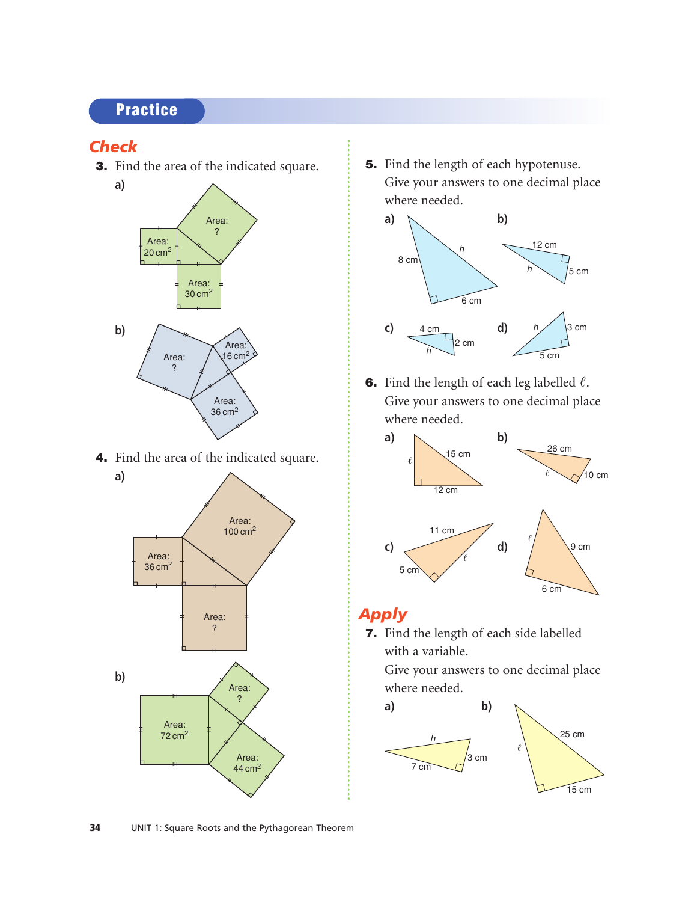## Practice

### Check

**3.** Find the area of the indicated square.

a) Area: ?; Area: 20 cm$^2$; Area: 30 cm$^2$

b) Area: ?; Area: 16 cm$^2$; Area: 36 cm$^2$

**4.** Find the area of the indicated square.

a) Area: 100 cm$^2$; Area: 36 cm$^2$; Area: ?

b) Area: 72 cm$^2$; Area: ?; Area: 44 cm$^2$

**5.** Find the length of each hypotenuse. Give your answers to one decimal place where needed.

a) 8 cm, 6 cm, $h$

b) 12 cm, 5 cm, $h$

c) 4 cm, 2 cm, $h$

d) 3 cm, 5 cm, $h$

**6.** Find the length of each leg labelled $\ell$. Give your answers to one decimal place where needed.

a) 15 cm, 12 cm, $\ell$

b) 26 cm, 10 cm, $\ell$

c) 11 cm, 5 cm, $\ell$

d) 9 cm, 6 cm, $\ell$

### Apply

**7.** Find the length of each side labelled with a variable.
Give your answers to one decimal place where needed.

a) 7 cm, 3 cm, $h$

b) 25 cm, 15 cm, $\ell$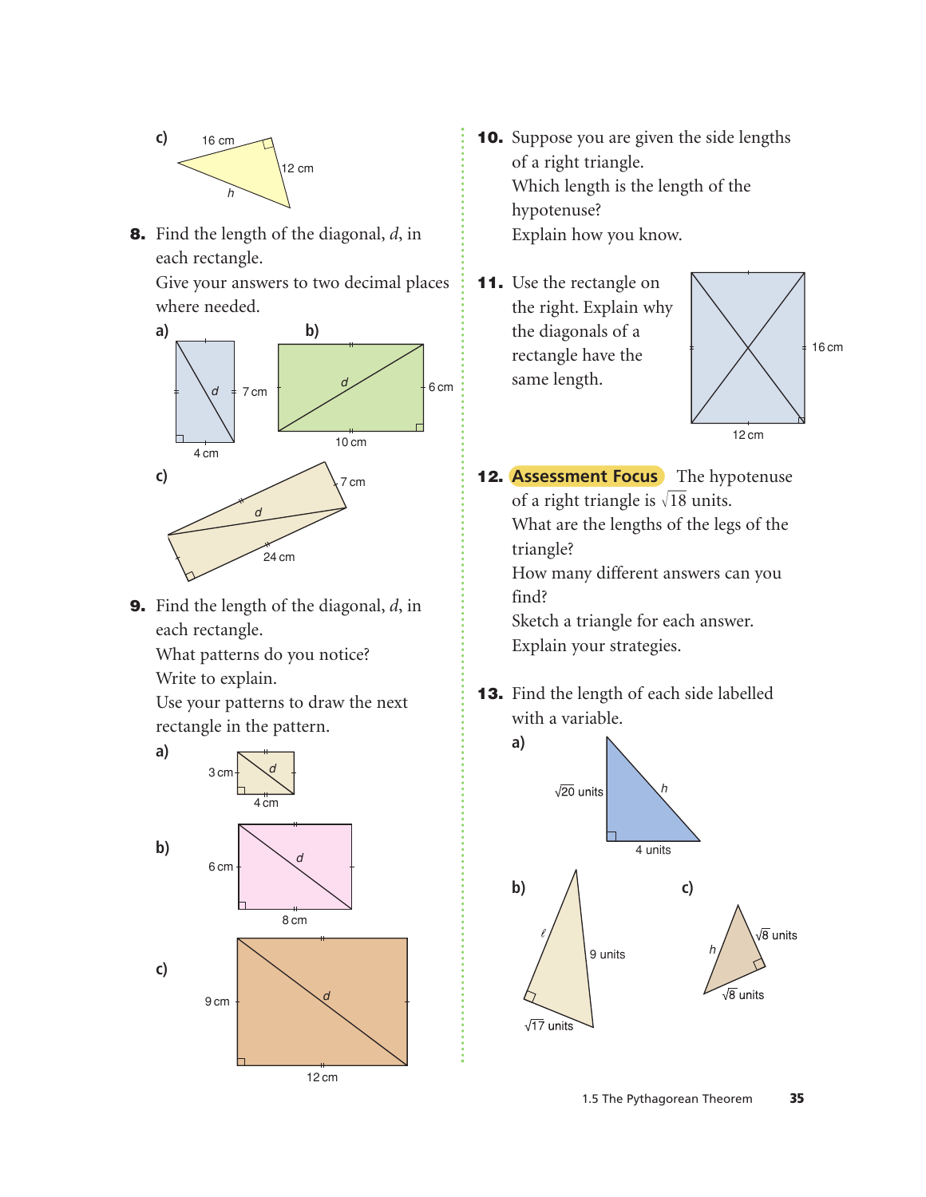c) 16 cm, 12 cm, $h$

**8.** Find the length of the diagonal, $d$, in each rectangle.
Give your answers to two decimal places where needed.

a) 7 cm, 4 cm, $d$

b) 6 cm, 10 cm, $d$

c) 7 cm, 24 cm, $d$

**9.** Find the length of the diagonal, $d$, in each rectangle.
What patterns do you notice?
Write to explain.
Use your patterns to draw the next rectangle in the pattern.

a) 3 cm, 4 cm, $d$

b) 6 cm, 8 cm, $d$

c) 9 cm, 12 cm, $d$

**10.** Suppose you are given the side lengths of a right triangle.
Which length is the length of the hypotenuse?
Explain how you know.

**11.** Use the rectangle on the right. Explain why the diagonals of a rectangle have the same length.

16 cm, 12 cm

**12.** **Assessment Focus** The hypotenuse of a right triangle is $\sqrt{18}$ units.
What are the lengths of the legs of the triangle?
How many different answers can you find?
Sketch a triangle for each answer.
Explain your strategies.

**13.** Find the length of each side labelled with a variable.

a) $\sqrt{20}$ units, 4 units, $h$

b) $\ell$, 9 units, $\sqrt{17}$ units

c) $h$, $\sqrt{8}$ units, $\sqrt{8}$ units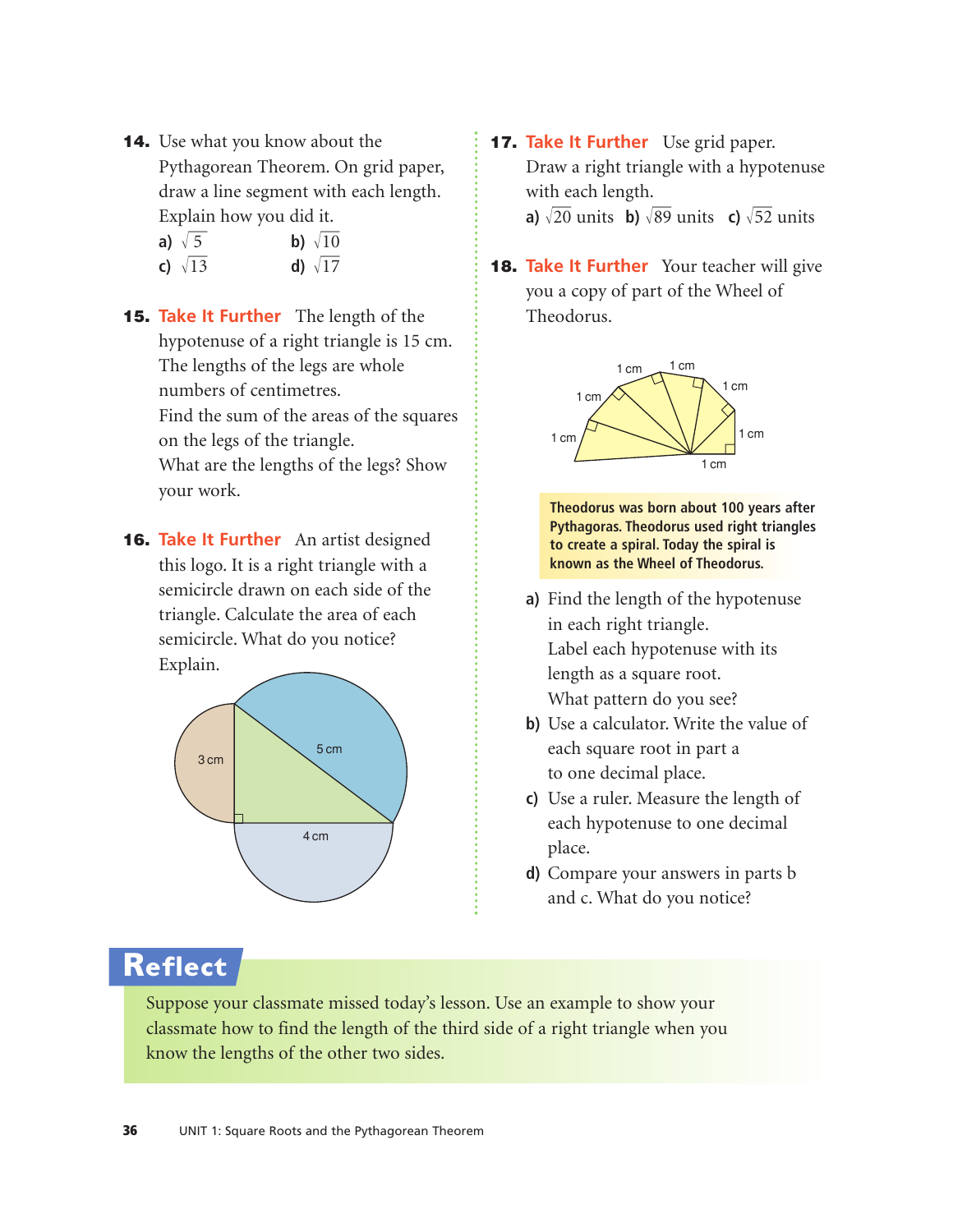**14.** Use what you know about the Pythagorean Theorem. On grid paper, draw a line segment with each length. Explain how you did it.

a) $\sqrt{5}$  b) $\sqrt{10}$

c) $\sqrt{13}$  d) $\sqrt{17}$

**15.** **Take It Further** The length of the hypotenuse of a right triangle is 15 cm. The lengths of the legs are whole numbers of centimetres.
Find the sum of the areas of the squares on the legs of the triangle.
What are the lengths of the legs? Show your work.

**16.** **Take It Further** An artist designed this logo. It is a right triangle with a semicircle drawn on each side of the triangle. Calculate the area of each semicircle. What do you notice? Explain.

3 cm

5 cm

4 cm

**17.** **Take It Further** Use grid paper. Draw a right triangle with a hypotenuse with each length.

a) $\sqrt{20}$ units  b) $\sqrt{89}$ units  c) $\sqrt{52}$ units

**18.** **Take It Further** Your teacher will give you a copy of part of the Wheel of Theodorus.

1 cm

1 cm

1 cm

1 cm

1 cm

1 cm

1 cm

**Theodorus was born about 100 years after Pythagoras. Theodorus used right triangles to create a spiral. Today the spiral is known as the Wheel of Theodorus.**

a) Find the length of the hypotenuse in each right triangle.
Label each hypotenuse with its length as a square root.
What pattern do you see?

b) Use a calculator. Write the value of each square root in part a to one decimal place.

c) Use a ruler. Measure the length of each hypotenuse to one decimal place.

d) Compare your answers in parts b and c. What do you notice?

## Reflect

Suppose your classmate missed today's lesson. Use an example to show your classmate how to find the length of the third side of a right triangle when you know the lengths of the other two sides.